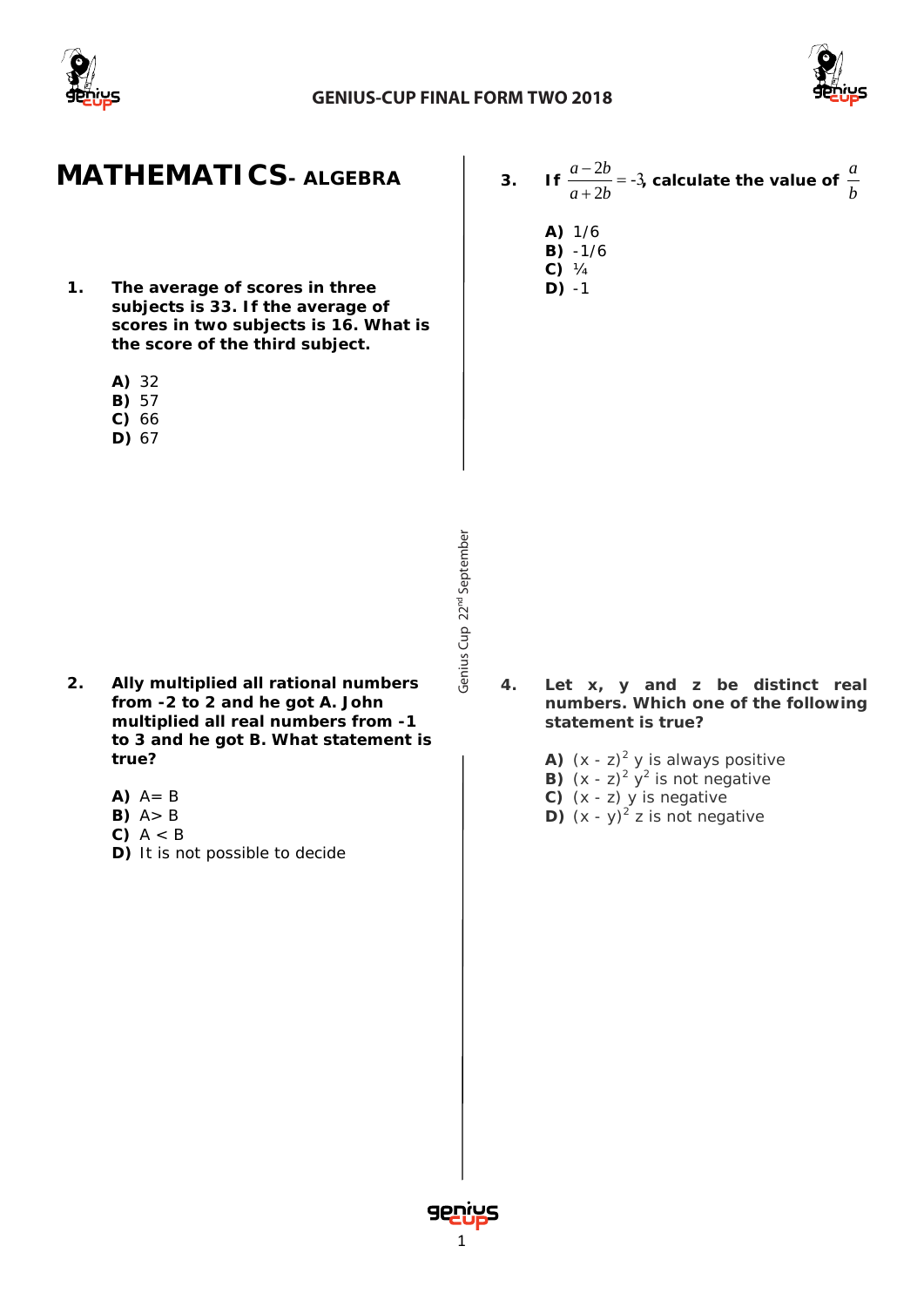# MATHEMATICS- ALGEBRA

1. **The average of scores in three subjects is 33. If the average of scores in two subjects is 16. What is the score of the third subject.**

   **A)** 32
   **B)** 57
   **C)** 66
   **D)** 67

2. **Ally multiplied all rational numbers from -2 to 2 and he got A. John multiplied all real numbers from -1 to 3 and he got B. What statement is true?**

   **A)** A= B
   **B)** A> B
   **C)** A < B
   **D)** It is not possible to decide

3. **If** $\frac{a-2b}{a+2b} = -3$**, calculate the value of** $\frac{a}{b}$

   **A)** 1/6
   **B)** -1/6
   **C)** ¼
   **D)** -1

4. **Let x, y and z be distinct real numbers. Which one of the following statement is true?**

   **A)** $(x - z)^2 y$ is always positive
   **B)** $(x - z)^2 y^2$ is not negative
   **C)** $(x - z) y$ is negative
   **D)** $(x - y)^2 z$ is not negative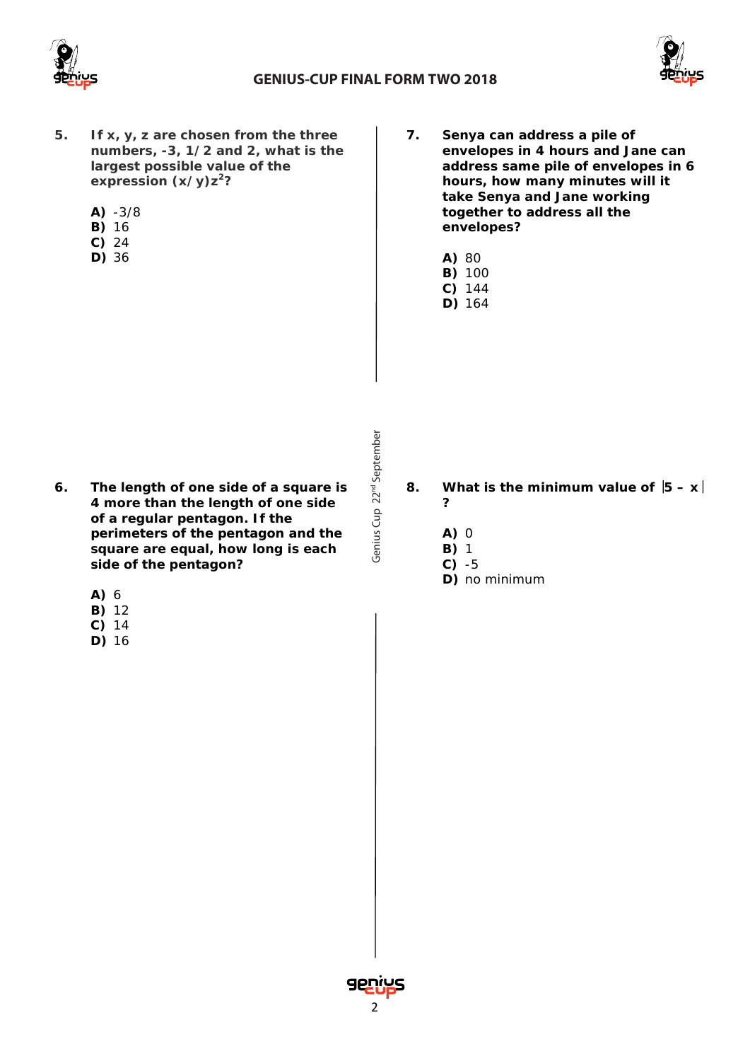**5. If x, y, z are chosen from the three numbers, -3, 1/2 and 2, what is the largest possible value of the expression $(x/y)z^2$?**

**A)** -3/8
**B)** 16
**C)** 24
**D)** 36

**6. The length of one side of a square is 4 more than the length of one side of a regular pentagon. If the perimeters of the pentagon and the square are equal, how long is each side of the pentagon?**

**A)** 6
**B)** 12
**C)** 14
**D)** 16

**7. Senya can address a pile of envelopes in 4 hours and Jane can address same pile of envelopes in 6 hours, how many minutes will it take Senya and Jane working together to address all the envelopes?**

**A)** 80
**B)** 100
**C)** 144
**D)** 164

**8. What is the minimum value of $|5 - x|$ ?**

**A)** 0
**B)** 1
**C)** -5
**D)** no minimum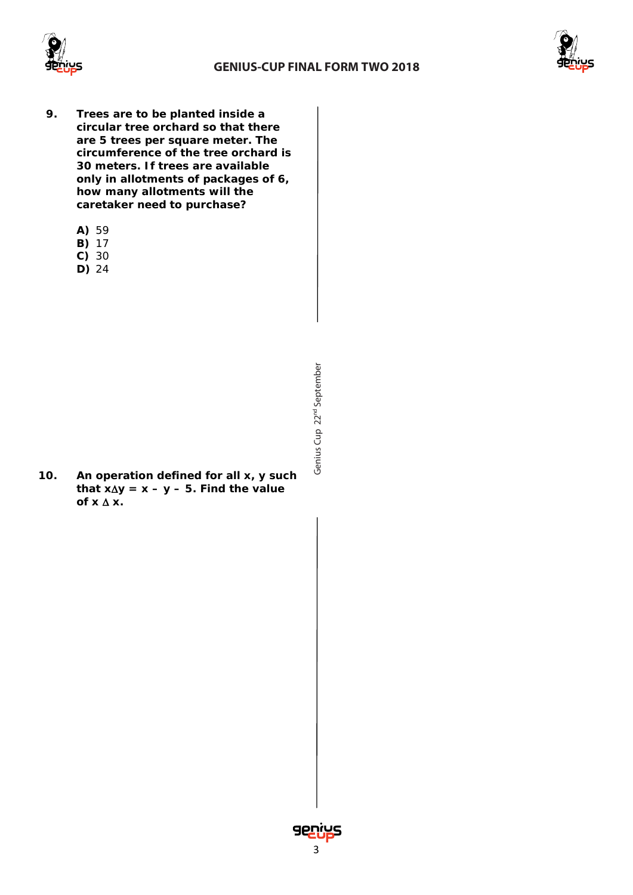**9. Trees are to be planted inside a circular tree orchard so that there are 5 trees per square meter. The circumference of the tree orchard is 30 meters. If trees are available only in allotments of packages of 6, how many allotments will the caretaker need to purchase?**

**A)** 59
**B)** 17
**C)** 30
**D)** 24

**10. An operation defined for all x, y such that $x \Delta y = x - y - 5$. Find the value of $x \Delta x$.**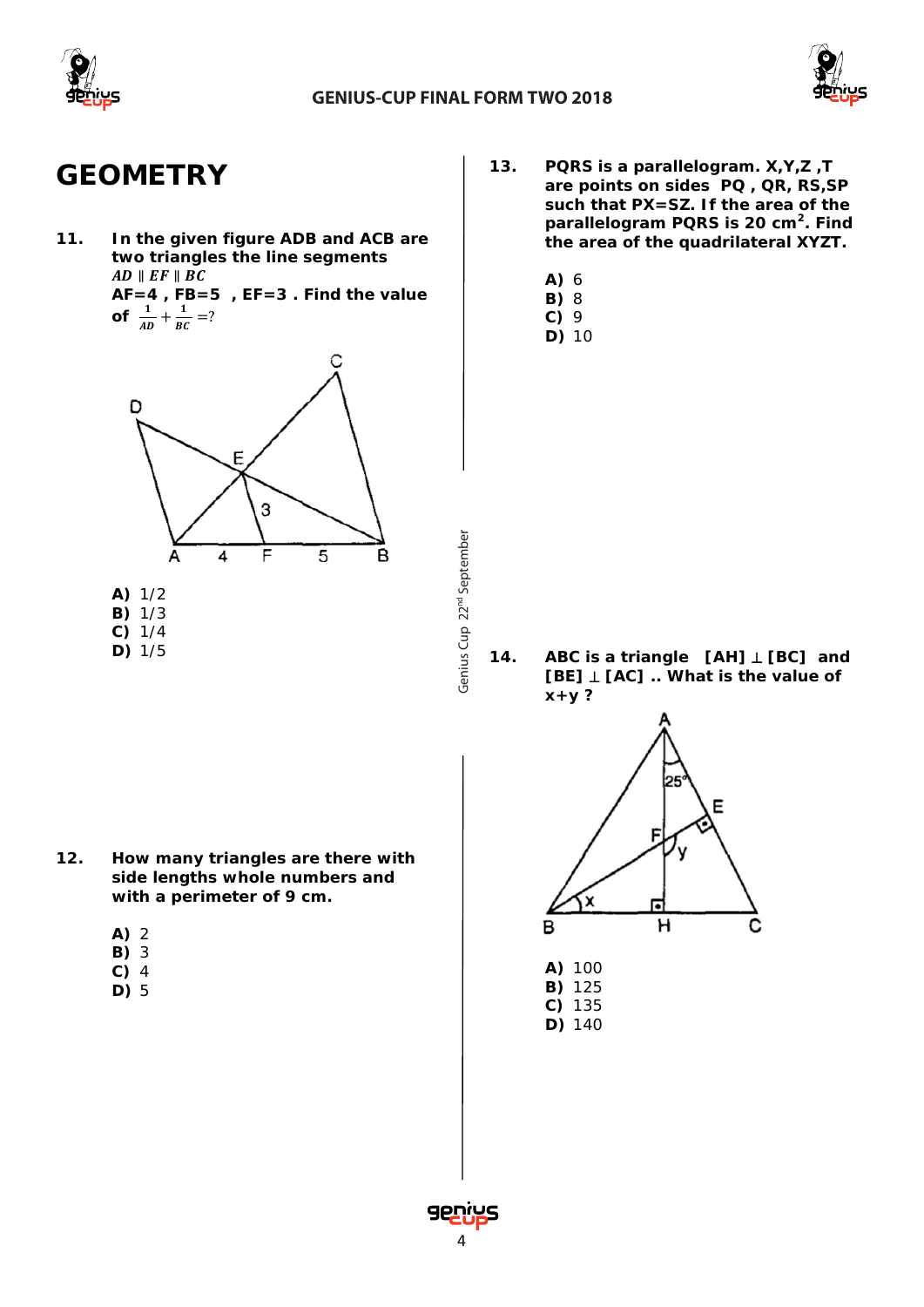# GEOMETRY

**11. In the given figure ADB and ACB are two triangles the line segments $AD \parallel EF \parallel BC$ AF=4 , FB=5 , EF=3 . Find the value of $\frac{1}{AD}+\frac{1}{BC}$ =?**

**A)** 1/2
**B)** 1/3
**C)** 1/4
**D)** 1/5

**12. How many triangles are there with side lengths whole numbers and with a perimeter of 9 cm.**

**A)** 2
**B)** 3
**C)** 4
**D)** 5

**13. PQRS is a parallelogram. X,Y,Z ,T are points on sides PQ , QR, RS,SP such that PX=SZ. If the area of the parallelogram PQRS is 20 cm$^2$. Find the area of the quadrilateral XYZT.**

**A)** 6
**B)** 8
**C)** 9
**D)** 10

**14. ABC is a triangle [AH] ⊥ [BC] and [BE] ⊥ [AC] .. What is the value of x+y ?**

**A)** 100
**B)** 125
**C)** 135
**D)** 140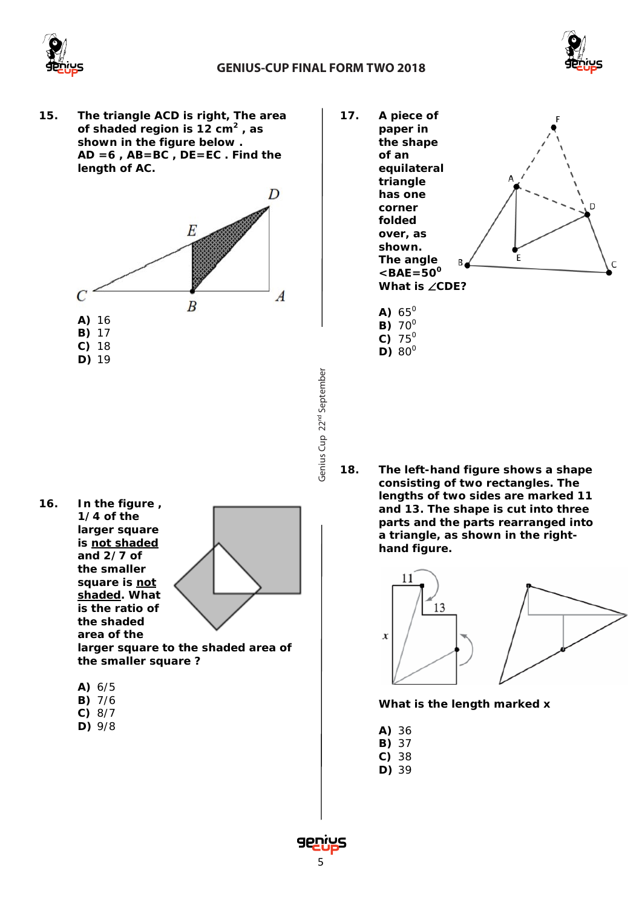**15.** **The triangle ACD is right, The area of shaded region is 12 $cm^2$ , as shown in the figure below . AD =6 , AB=BC , DE=EC . Find the length of AC.**

**A)** 16
**B)** 17
**C)** 18
**D)** 19

**16.** **In the figure , 1/4 of the larger square is not shaded and 2/7 of the smaller square is not shaded. What is the ratio of the shaded area of the larger square to the shaded area of the smaller square ?**

**A)** 6/5
**B)** 7/6
**C)** 8/7
**D)** 9/8

**17.** **A piece of paper in the shape of an equilateral triangle has one corner folded over, as shown. The angle <BAE=$50^0$ What is ∠CDE?**

**A)** $65^0$
**B)** $70^0$
**C)** $75^0$
**D)** $80^0$

**18.** **The left-hand figure shows a shape consisting of two rectangles. The lengths of two sides are marked 11 and 13. The shape is cut into three parts and the parts rearranged into a triangle, as shown in the right-hand figure.**

**What is the length marked x**

**A)** 36
**B)** 37
**C)** 38
**D)** 39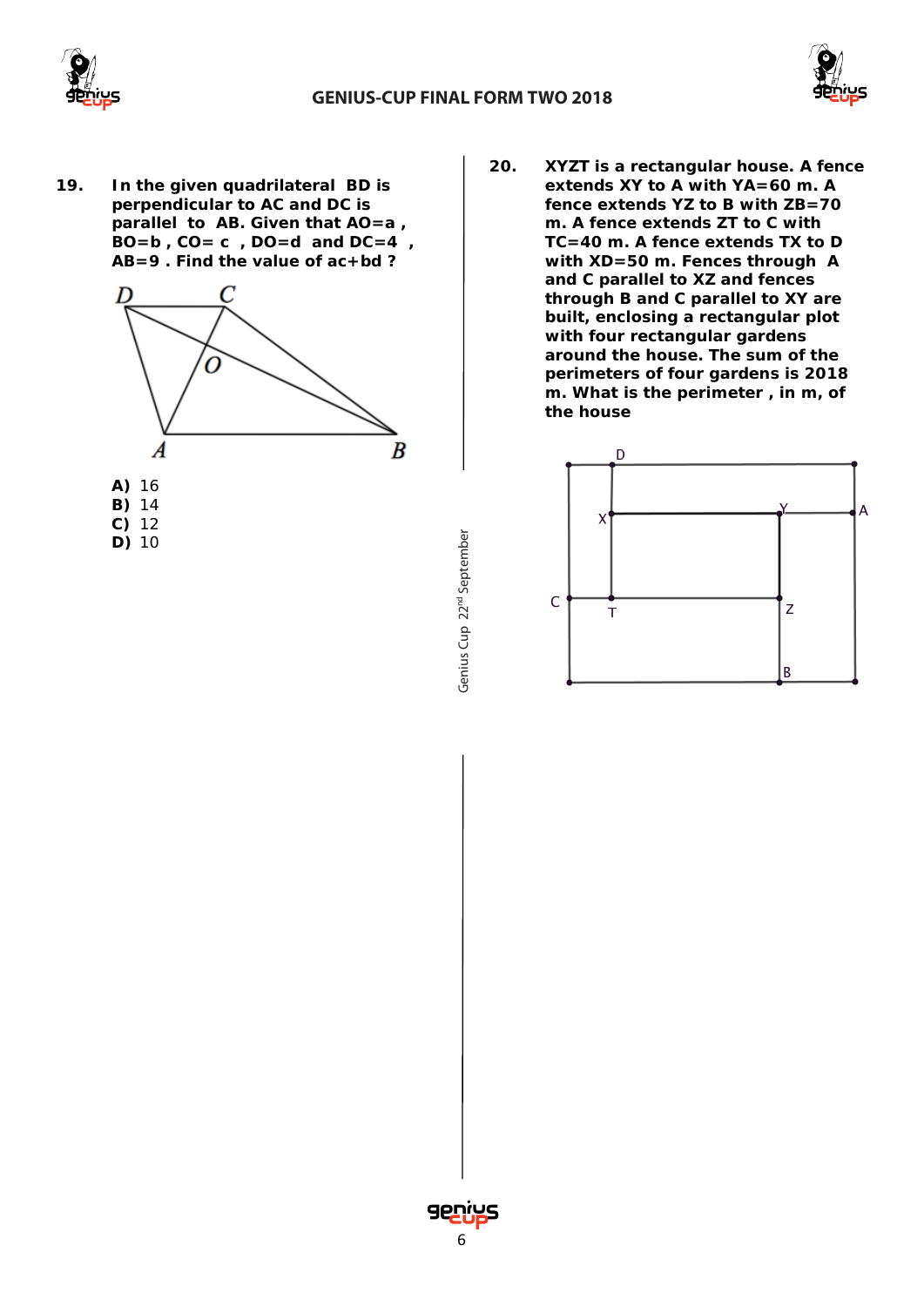**19.** **In the given quadrilateral BD is perpendicular to AC and DC is parallel to AB. Given that AO=a , BO=b , CO= c , DO=d and DC=4 , AB=9 . Find the value of ac+bd ?**

**A)** 16
**B)** 14
**C)** 12
**D)** 10

**20.** **XYZT is a rectangular house. A fence extends XY to A with YA=60 m. A fence extends YZ to B with ZB=70 m. A fence extends ZT to C with TC=40 m. A fence extends TX to D with XD=50 m. Fences through A and C parallel to XZ and fences through B and C parallel to XY are built, enclosing a rectangular plot with four rectangular gardens around the house. The sum of the perimeters of four gardens is 2018 m. What is the perimeter , in m, of the house**

Genius Cup 22nd September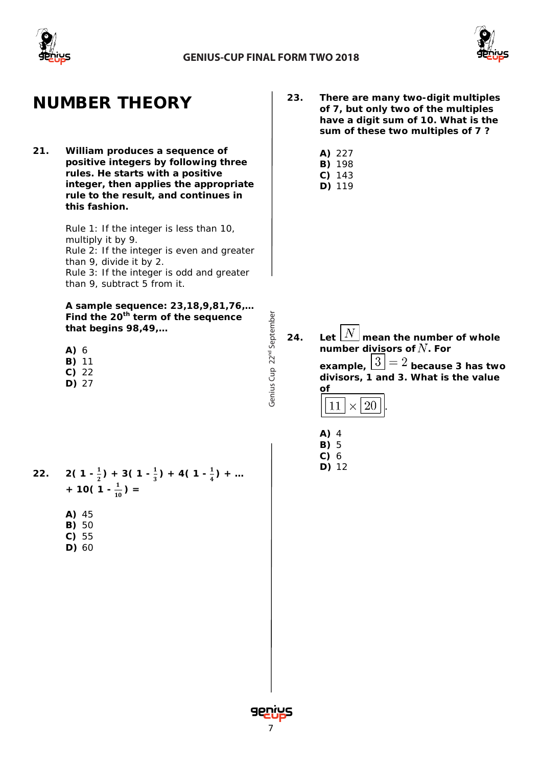# NUMBER THEORY

**21. William produces a sequence of positive integers by following three rules. He starts with a positive integer, then applies the appropriate rule to the result, and continues in this fashion.**

Rule 1: If the integer is less than 10, multiply it by 9.
Rule 2: If the integer is even and greater than 9, divide it by 2.
Rule 3: If the integer is odd and greater than 9, subtract 5 from it.

**A sample sequence: 23,18,9,81,76,… Find the 20th term of the sequence that begins 98,49,…**

**A)** 6
**B)** 11
**C)** 22
**D)** 27

**22.** $2\left(1 - \frac{1}{2}\right) + 3\left(1 - \frac{1}{3}\right) + 4\left(1 - \frac{1}{4}\right) + \ldots + 10\left(1 - \frac{1}{10}\right) =$

**A)** 45
**B)** 50
**C)** 55
**D)** 60

**23. There are many two-digit multiples of 7, but only two of the multiples have a digit sum of 10. What is the sum of these two multiples of 7 ?**

**A)** 227
**B)** 198
**C)** 143
**D)** 119

**24. Let $\boxed{N}$ mean the number of whole number divisors of $N$. For example, $\boxed{3} = 2$ because 3 has two divisors, 1 and 3. What is the value of**

$$\boxed{\boxed{11} \times \boxed{20}}.$$

**A)** 4
**B)** 5
**C)** 6
**D)** 12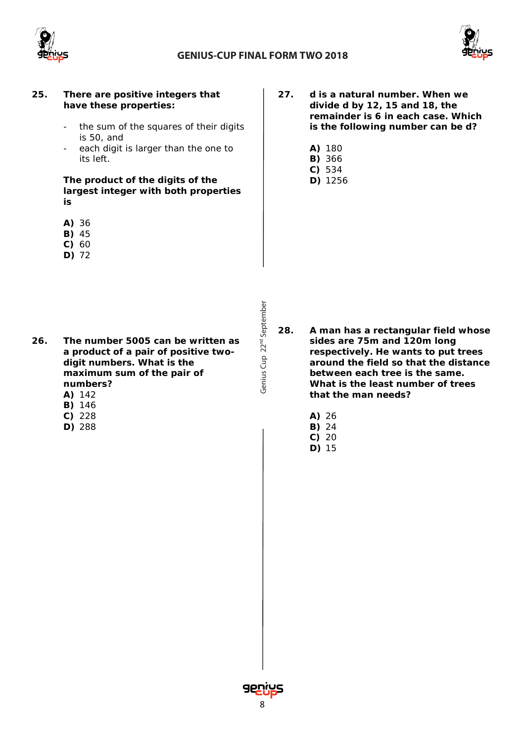**25. There are positive integers that have these properties:**

- the sum of the squares of their digits is 50, and
- each digit is larger than the one to its left.

**The product of the digits of the largest integer with both properties is**

**A)** 36
**B)** 45
**C)** 60
**D)** 72

**26. The number 5005 can be written as a product of a pair of positive two-digit numbers. What is the maximum sum of the pair of numbers?**

**A)** 142
**B)** 146
**C)** 228
**D)** 288

**27. d is a natural number. When we divide d by 12, 15 and 18, the remainder is 6 in each case. Which is the following number can be d?**

**A)** 180
**B)** 366
**C)** 534
**D)** 1256

**28. A man has a rectangular field whose sides are 75m and 120m long respectively. He wants to put trees around the field so that the distance between each tree is the same. What is the least number of trees that the man needs?**

**A)** 26
**B)** 24
**C)** 20
**D)** 15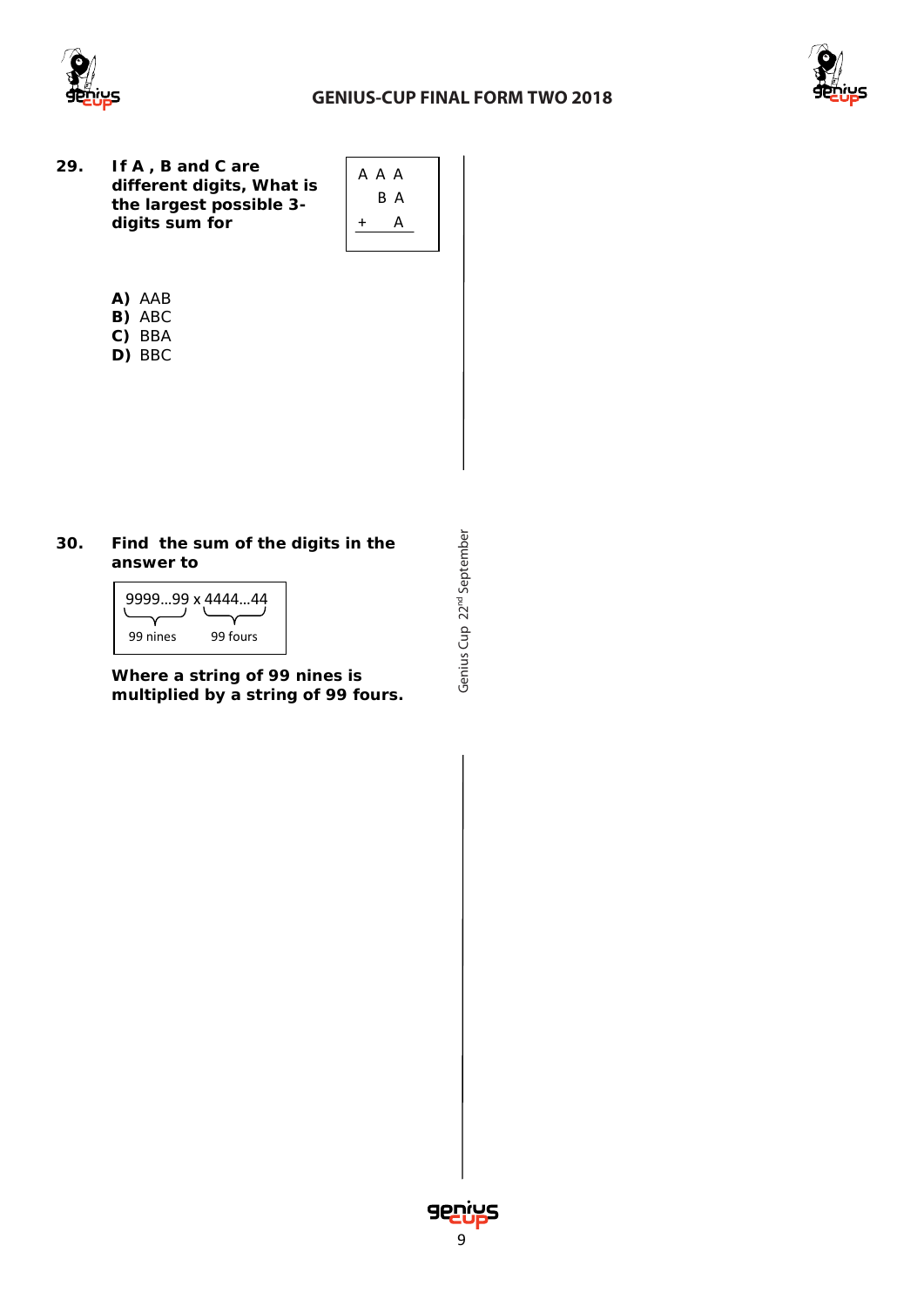**29.** **If A , B and C are different digits, What is the largest possible 3-digits sum for**

```
  A A A
    B A
+     A
```

**A)** AAB
**B)** ABC
**C)** BBA
**D)** BBC

**30.** **Find the sum of the digits in the answer to**

$$\underbrace{9999...99}_{99 \text{ nines}} \times \underbrace{4444...44}_{99 \text{ fours}}$$

**Where a string of 99 nines is multiplied by a string of 99 fours.**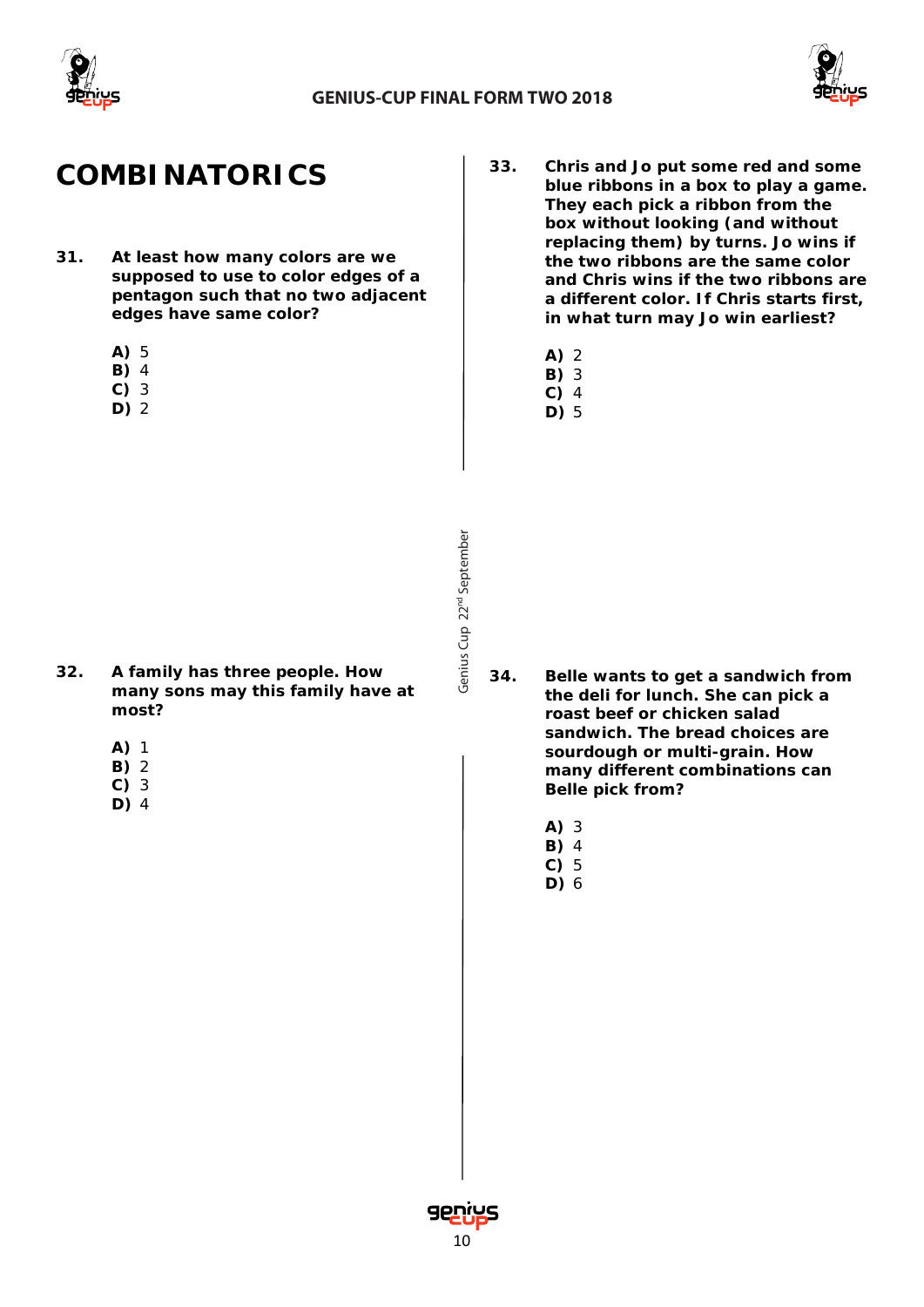# COMBINATORICS

**31. At least how many colors are we supposed to use to color edges of a pentagon such that no two adjacent edges have same color?**

**A)** 5
**B)** 4
**C)** 3
**D)** 2

**32. A family has three people. How many sons may this family have at most?**

**A)** 1
**B)** 2
**C)** 3
**D)** 4

**33. Chris and Jo put some red and some blue ribbons in a box to play a game. They each pick a ribbon from the box without looking (and without replacing them) by turns. Jo wins if the two ribbons are the same color and Chris wins if the two ribbons are a different color. If Chris starts first, in what turn may Jo win earliest?**

**A)** 2
**B)** 3
**C)** 4
**D)** 5

**34. Belle wants to get a sandwich from the deli for lunch. She can pick a roast beef or chicken salad sandwich. The bread choices are sourdough or multi-grain. How many different combinations can Belle pick from?**

**A)** 3
**B)** 4
**C)** 5
**D)** 6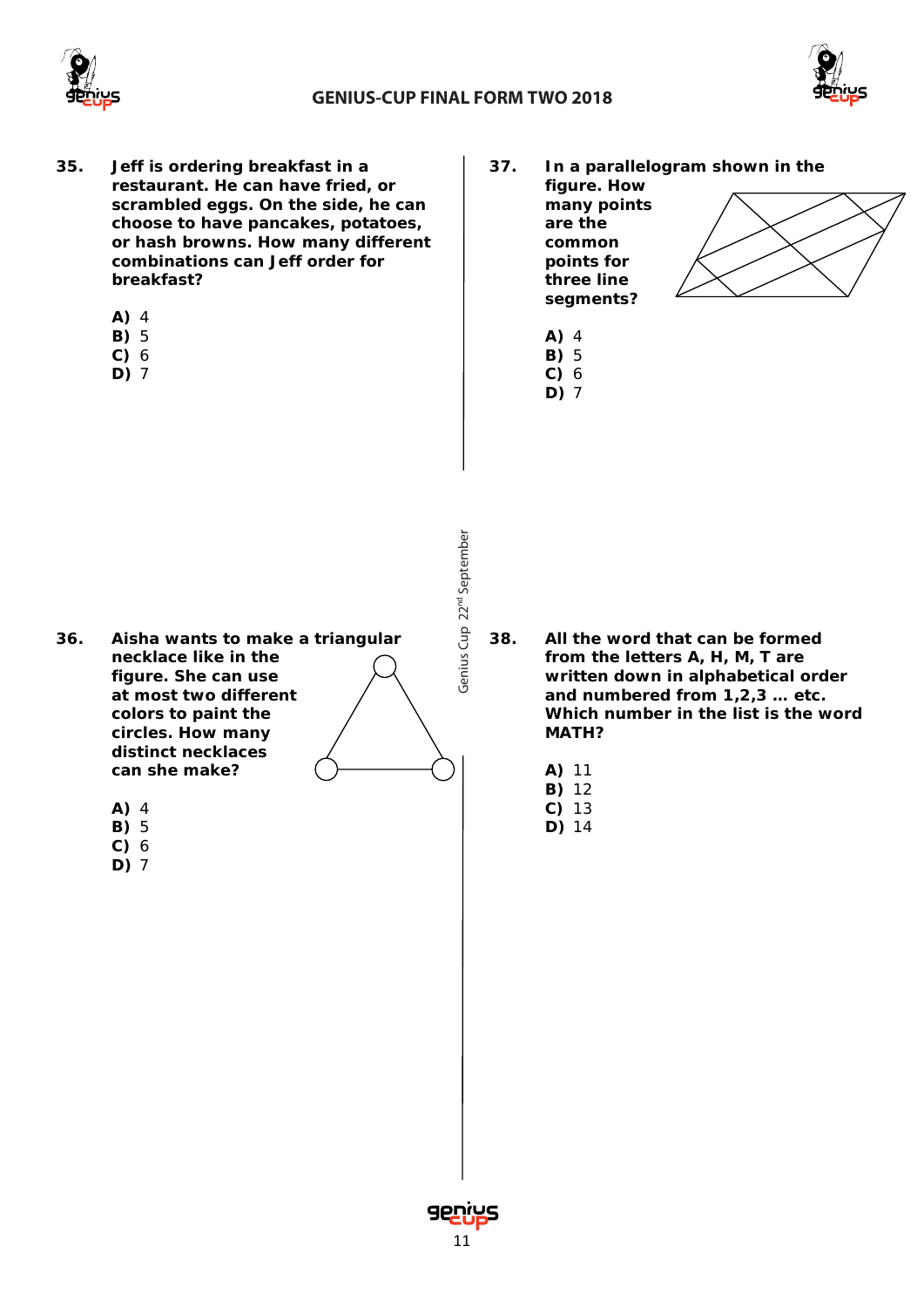**35.** **Jeff is ordering breakfast in a restaurant. He can have fried, or scrambled eggs. On the side, he can choose to have pancakes, potatoes, or hash browns. How many different combinations can Jeff order for breakfast?**

**A)** 4
**B)** 5
**C)** 6
**D)** 7

**36.** **Aisha wants to make a triangular necklace like in the figure. She can use at most two different colors to paint the circles. How many distinct necklaces can she make?**

**A)** 4
**B)** 5
**C)** 6
**D)** 7

**37.** **In a parallelogram shown in the figure. How many points are the common points for three line segments?**

**A)** 4
**B)** 5
**C)** 6
**D)** 7

**38.** **All the word that can be formed from the letters A, H, M, T are written down in alphabetical order and numbered from 1,2,3 … etc. Which number in the list is the word MATH?**

**A)** 11
**B)** 12
**C)** 13
**D)** 14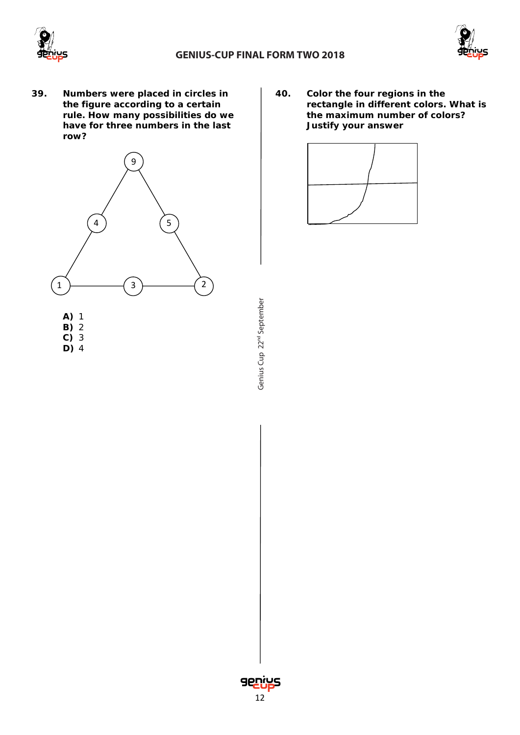**39.** **Numbers were placed in circles in the figure according to a certain rule. How many possibilities do we have for three numbers in the last row?**

9

4 5

1 3 2

**A)** 1
**B)** 2
**C)** 3
**D)** 4

**40.** **Color the four regions in the rectangle in different colors. What is the maximum number of colors? Justify your answer**

Genius Cup 22nd September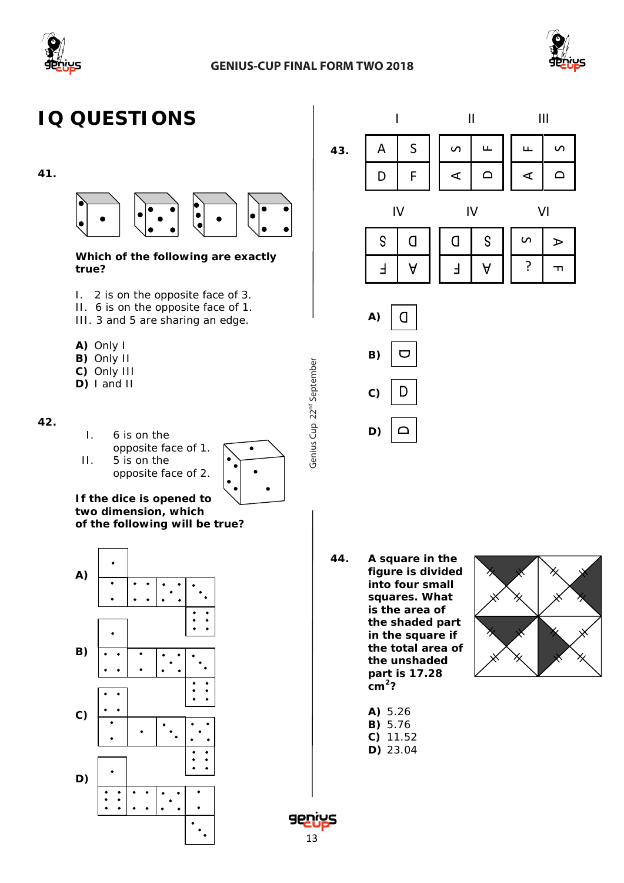# IQ QUESTIONS

**41.**

**Which of the following are exactly true?**

I. 2 is on the opposite face of 3.
II. 6 is on the opposite face of 1.
III. 3 and 5 are sharing an edge.

**A)** Only I
**B)** Only II
**C)** Only III
**D)** I and II

**42.**

I. 6 is on the opposite face of 1.
II. 5 is on the opposite face of 2.

**If the dice is opened to two dimension, which of the following will be true?**

**A)**

**B)**

**C)**

**D)**

**43.**

| I | | II | | III | |
|---|---|---|---|---|---|
| A | S | S | F | F | S |
| D | F | A | D | A | D |

| IV | | IV | | VI | |
|---|---|---|---|---|---|
| S | D | D | S | S | A |
| F | A | F | A | ? | F |

**A)** D
**B)** D
**C)** D
**D)** D

**44.** **A square in the figure is divided into four small squares. What is the area of the shaded part in the square if the total area of the unshaded part is 17.28 $cm^2$?**

**A)** 5.26
**B)** 5.76
**C)** 11.52
**D)** 23.04

Genius Cup 22nd September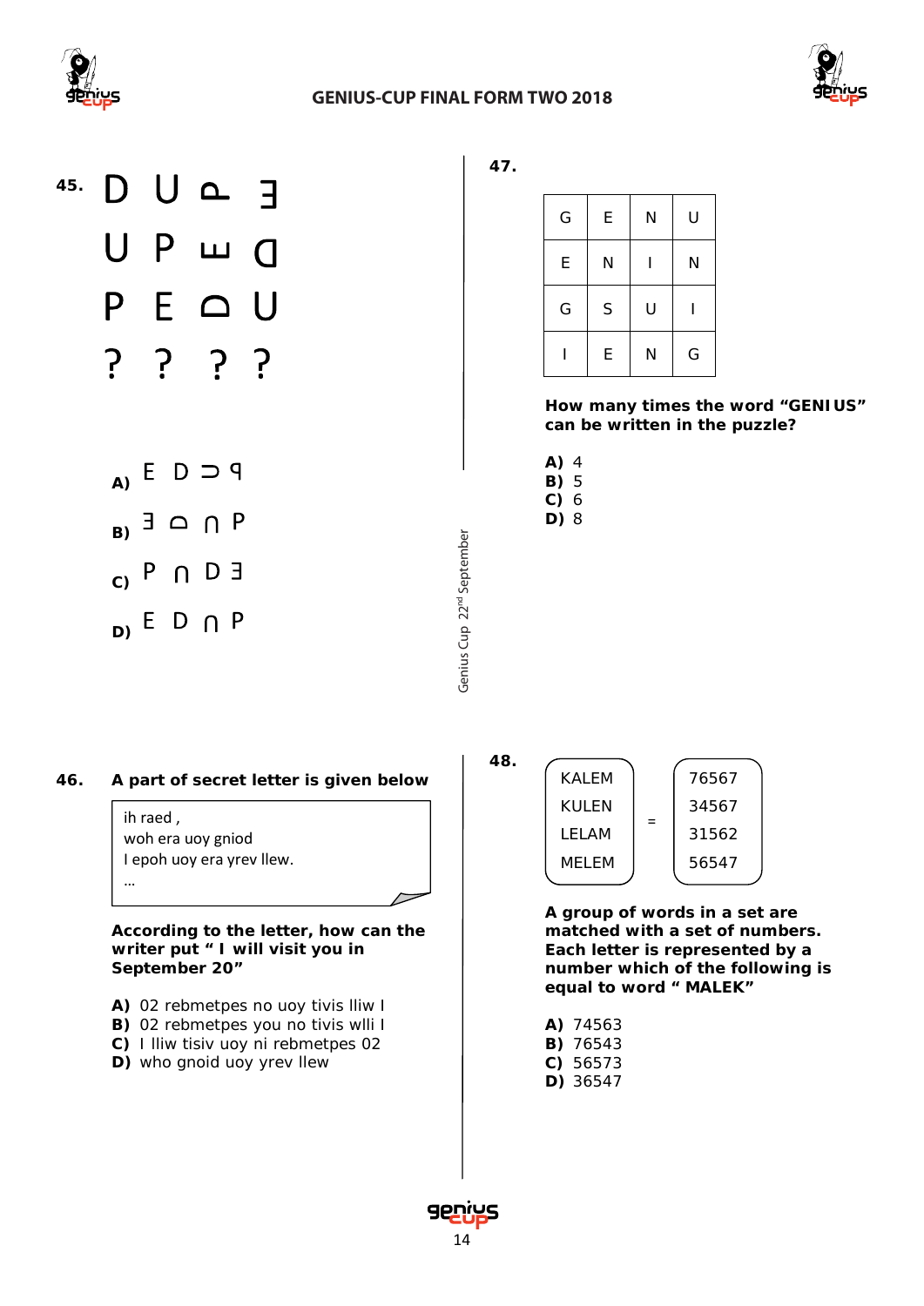**45.**

| D | U | ⌓ | Ǝ |
|---|---|---|---|
| U | P | ш | d |
| P | E | D | U |
| ? | ? | ? | ? |

A) E D ⊃ ٩

B) Ǝ ⌓ ∩ P

C) P ∩ D Ǝ

D) E D ∩ P

**47.**

| G | E | N | U |
|---|---|---|---|
| E | N | I | N |
| G | S | U | I |
| I | E | N | G |

**How many times the word "GENIUS" can be written in the puzzle?**

**A)** 4
**B)** 5
**C)** 6
**D)** 8

Genius Cup 22nd September

**46. A part of secret letter is given below**

> ih raed ,
> woh era uoy gniod
> I epoh uoy era yrev llew.
> ...

**According to the letter, how can the writer put " I will visit you in September 20"**

**A)** 02 rebmetpes no uoy tivis lliw I
**B)** 02 rebmetpes you no tivis wlli I
**C)** I lliw tisiv uoy ni rebmetpes 02
**D)** who gnoid uoy yrev llew

**48.**

| Words | | Numbers |
|---|---|---|
| KALEM | = | 76567 |
| KULEN | | 34567 |
| LELAM | | 31562 |
| MELEM | | 56547 |

**A group of words in a set are matched with a set of numbers. Each letter is represented by a number which of the following is equal to word " MALEK"**

**A)** 74563
**B)** 76543
**C)** 56573
**D)** 36547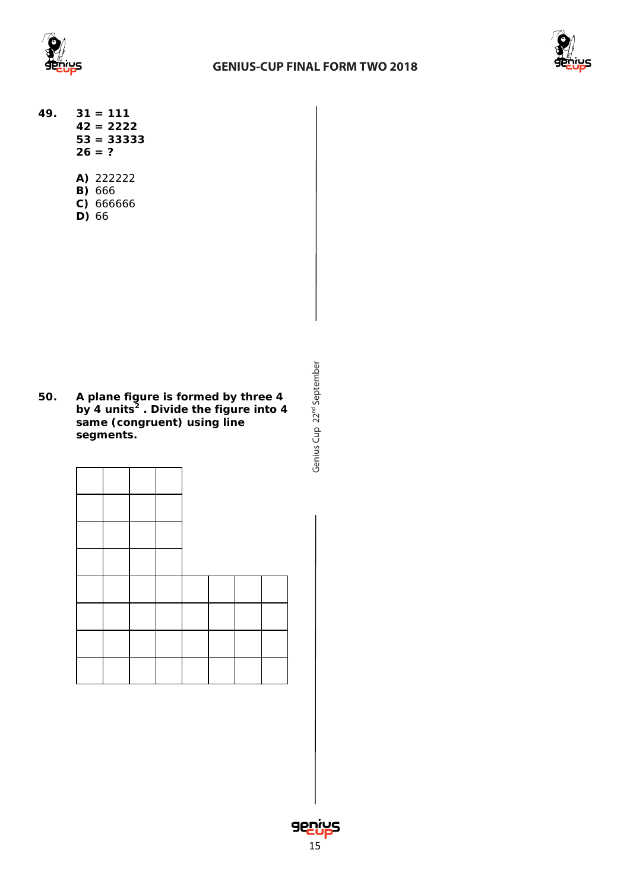**49.** **31 = 111**
**42 = 2222**
**53 = 33333**
**26 = ?**

**A)** 222222
**B)** 666
**C)** 666666
**D)** 66

**50.** **A plane figure is formed by three 4 by 4 units$^2$ . Divide the figure into 4 same (congruent) using line segments.**